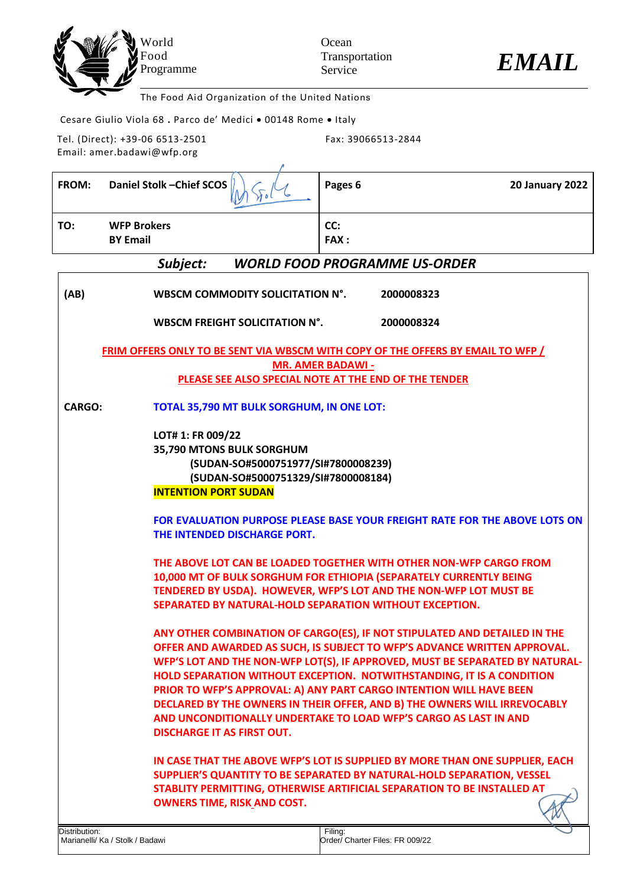World Food Programme

Ocean Transportation Service

*EMAIL*

The Food Aid Organization of the United Nations

Cesare Giulio Viola 68 . Parco de' Medici • 00148 Rome • Italy

Tel. (Direct): +39-06 6513-2501 Fax: 39066513-2844

Email: amer.badawi@wfp.org

| **FROM:** **Daniel Stolk –Chief SCOS** | **Pages 6** | **20 January 2022** |
|---|---|---|
| **TO:** **WFP Brokers** **BY Email** | **CC:** **FAX :** | |

***Subject: WORLD FOOD PROGRAMME US-ORDER***

**(AB)** **WBSCM COMMODITY SOLICITATION N°. 2000008323**

**WBSCM FREIGHT SOLICITATION N°. 2000008324**

**FRIM OFFERS ONLY TO BE SENT VIA WBSCM WITH COPY OF THE OFFERS BY EMAIL TO WFP / MR. AMER BADAWI -**
**PLEASE SEE ALSO SPECIAL NOTE AT THE END OF THE TENDER**

**CARGO:** **TOTAL 35,790 MT BULK SORGHUM, IN ONE LOT:**

**LOT# 1: FR 009/22**
**35,790 MTONS BULK SORGHUM**
**(SUDAN-SO#5000751977/SI#7800008239)**
**(SUDAN-SO#5000751329/SI#7800008184)**
**INTENTION PORT SUDAN**

**FOR EVALUATION PURPOSE PLEASE BASE YOUR FREIGHT RATE FOR THE ABOVE LOTS ON THE INTENDED DISCHARGE PORT.**

**THE ABOVE LOT CAN BE LOADED TOGETHER WITH OTHER NON-WFP CARGO FROM 10,000 MT OF BULK SORGHUM FOR ETHIOPIA (SEPARATELY CURRENTLY BEING TENDERED BY USDA). HOWEVER, WFP'S LOT AND THE NON-WFP LOT MUST BE SEPARATED BY NATURAL-HOLD SEPARATION WITHOUT EXCEPTION.**

**ANY OTHER COMBINATION OF CARGO(ES), IF NOT STIPULATED AND DETAILED IN THE OFFER AND AWARDED AS SUCH, IS SUBJECT TO WFP'S ADVANCE WRITTEN APPROVAL. WFP'S LOT AND THE NON-WFP LOT(S), IF APPROVED, MUST BE SEPARATED BY NATURAL-HOLD SEPARATION WITHOUT EXCEPTION. NOTWITHSTANDING, IT IS A CONDITION PRIOR TO WFP'S APPROVAL: A) ANY PART CARGO INTENTION WILL HAVE BEEN DECLARED BY THE OWNERS IN THEIR OFFER, AND B) THE OWNERS WILL IRREVOCABLY AND UNCONDITIONALLY UNDERTAKE TO LOAD WFP'S CARGO AS LAST IN AND DISCHARGE IT AS FIRST OUT.**

**IN CASE THAT THE ABOVE WFP'S LOT IS SUPPLIED BY MORE THAN ONE SUPPLIER, EACH SUPPLIER'S QUANTITY TO BE SEPARATED BY NATURAL-HOLD SEPARATION, VESSEL STABLITY PERMITTING, OTHERWISE ARTIFICIAL SEPARATION TO BE INSTALLED AT OWNERS TIME, RISK AND COST.**

| Distribution: Marianelli/ Ka / Stolk / Badawi | Filing: Order/ Charter Files: FR 009/22 |
|---|---|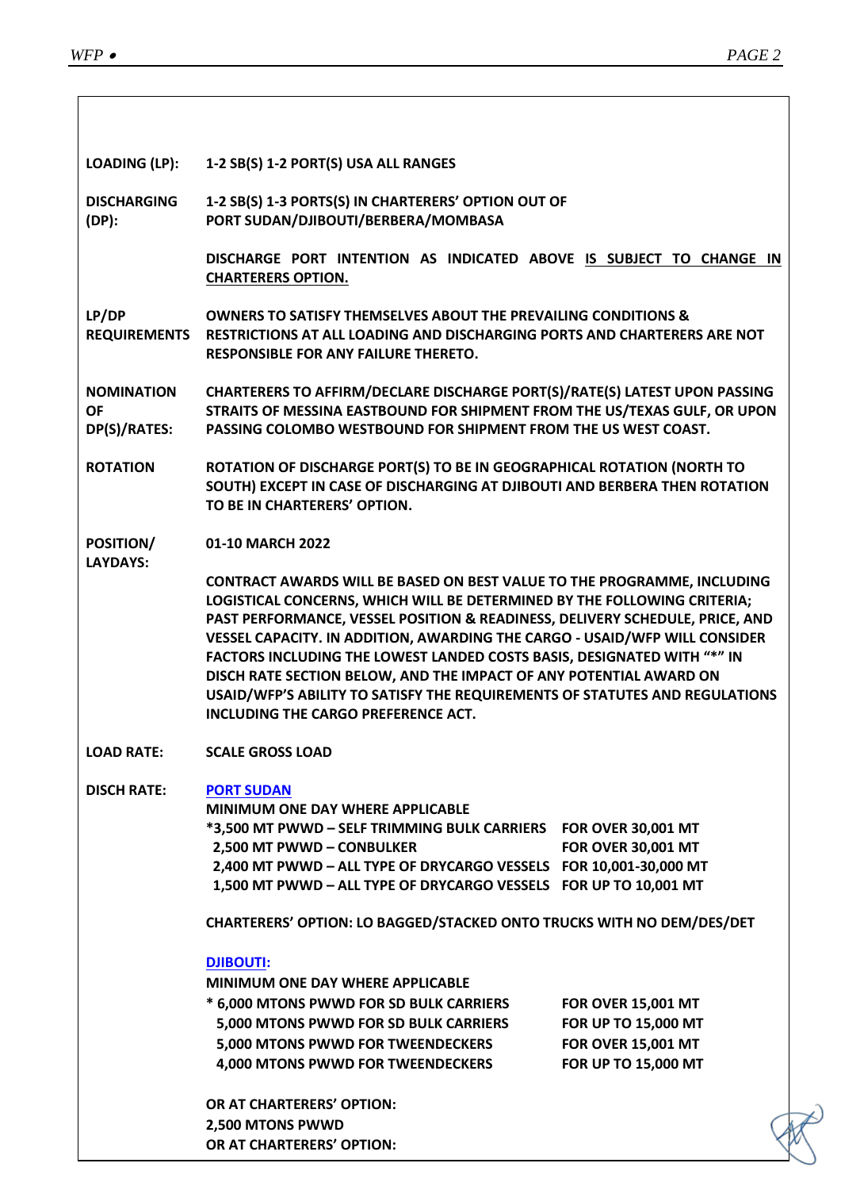**LOADING (LP):** **1-2 SB(S) 1-2 PORT(S) USA ALL RANGES**

**DISCHARGING (DP):** **1-2 SB(S) 1-3 PORTS(S) IN CHARTERERS' OPTION OUT OF PORT SUDAN/DJIBOUTI/BERBERA/MOMBASA**

**DISCHARGE PORT INTENTION AS INDICATED ABOVE <u>IS SUBJECT TO CHANGE IN CHARTERERS OPTION.</u>**

**LP/DP REQUIREMENTS** **OWNERS TO SATISFY THEMSELVES ABOUT THE PREVAILING CONDITIONS & RESTRICTIONS AT ALL LOADING AND DISCHARGING PORTS AND CHARTERERS ARE NOT RESPONSIBLE FOR ANY FAILURE THERETO.**

**NOMINATION OF DP(S)/RATES:** **CHARTERERS TO AFFIRM/DECLARE DISCHARGE PORT(S)/RATE(S) LATEST UPON PASSING STRAITS OF MESSINA EASTBOUND FOR SHIPMENT FROM THE US/TEXAS GULF, OR UPON PASSING COLOMBO WESTBOUND FOR SHIPMENT FROM THE US WEST COAST.**

**ROTATION** **ROTATION OF DISCHARGE PORT(S) TO BE IN GEOGRAPHICAL ROTATION (NORTH TO SOUTH) EXCEPT IN CASE OF DISCHARGING AT DJIBOUTI AND BERBERA THEN ROTATION TO BE IN CHARTERERS' OPTION.**

**POSITION/ LAYDAYS:** **01-10 MARCH 2022**

**CONTRACT AWARDS WILL BE BASED ON BEST VALUE TO THE PROGRAMME, INCLUDING LOGISTICAL CONCERNS, WHICH WILL BE DETERMINED BY THE FOLLOWING CRITERIA; PAST PERFORMANCE, VESSEL POSITION & READINESS, DELIVERY SCHEDULE, PRICE, AND VESSEL CAPACITY. IN ADDITION, AWARDING THE CARGO - USAID/WFP WILL CONSIDER FACTORS INCLUDING THE LOWEST LANDED COSTS BASIS, DESIGNATED WITH "*" IN DISCH RATE SECTION BELOW, AND THE IMPACT OF ANY POTENTIAL AWARD ON USAID/WFP'S ABILITY TO SATISFY THE REQUIREMENTS OF STATUTES AND REGULATIONS INCLUDING THE CARGO PREFERENCE ACT.**

**LOAD RATE:** **SCALE GROSS LOAD**

**DISCH RATE:**

**<u>PORT SUDAN</u>**

**MINIMUM ONE DAY WHERE APPLICABLE**

| | |
|---|---|
| **\*3,500 MT PWWD – SELF TRIMMING BULK CARRIERS** | **FOR OVER 30,001 MT** |
| **2,500 MT PWWD – CONBULKER** | **FOR OVER 30,001 MT** |
| **2,400 MT PWWD – ALL TYPE OF DRYCARGO VESSELS** | **FOR 10,001-30,000 MT** |
| **1,500 MT PWWD – ALL TYPE OF DRYCARGO VESSELS** | **FOR UP TO 10,001 MT** |

**CHARTERERS' OPTION: LO BAGGED/STACKED ONTO TRUCKS WITH NO DEM/DES/DET**

**<u>DJIBOUTI:</u>**

**MINIMUM ONE DAY WHERE APPLICABLE**

| | |
|---|---|
| **\* 6,000 MTONS PWWD FOR SD BULK CARRIERS** | **FOR OVER 15,001 MT** |
| **5,000 MTONS PWWD FOR SD BULK CARRIERS** | **FOR UP TO 15,000 MT** |
| **5,000 MTONS PWWD FOR TWEENDECKERS** | **FOR OVER 15,001 MT** |
| **4,000 MTONS PWWD FOR TWEENDECKERS** | **FOR UP TO 15,000 MT** |

**OR AT CHARTERERS' OPTION:**
**2,500 MTONS PWWD**
**OR AT CHARTERERS' OPTION:**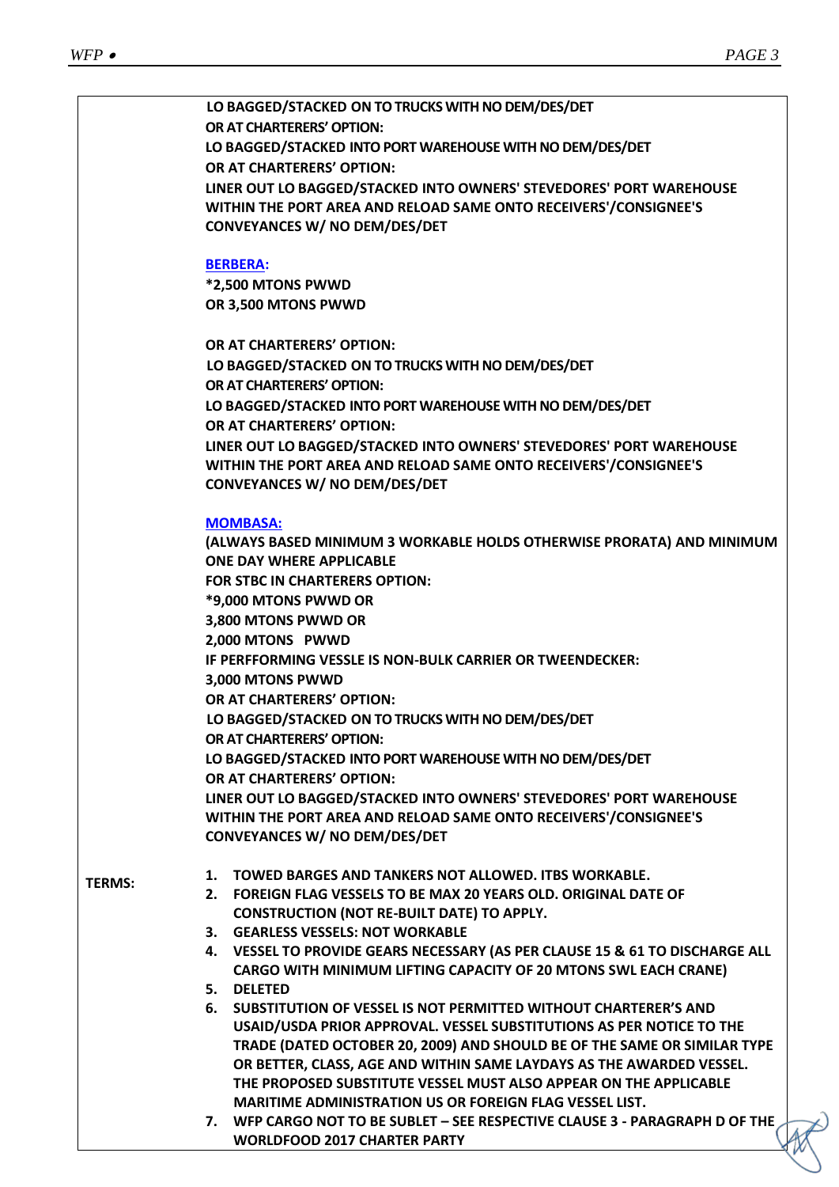LO BAGGED/STACKED ON TO TRUCKS WITH NO DEM/DES/DET
OR AT CHARTERERS' OPTION:
LO BAGGED/STACKED INTO PORT WAREHOUSE WITH NO DEM/DES/DET
OR AT CHARTERERS' OPTION:
LINER OUT LO BAGGED/STACKED INTO OWNERS' STEVEDORES' PORT WAREHOUSE WITHIN THE PORT AREA AND RELOAD SAME ONTO RECEIVERS'/CONSIGNEE'S CONVEYANCES W/ NO DEM/DES/DET

**BERBERA:**
*2,500 MTONS PWWD
OR 3,500 MTONS PWWD

OR AT CHARTERERS' OPTION:
LO BAGGED/STACKED ON TO TRUCKS WITH NO DEM/DES/DET
OR AT CHARTERERS' OPTION:
LO BAGGED/STACKED INTO PORT WAREHOUSE WITH NO DEM/DES/DET
OR AT CHARTERERS' OPTION:
LINER OUT LO BAGGED/STACKED INTO OWNERS' STEVEDORES' PORT WAREHOUSE WITHIN THE PORT AREA AND RELOAD SAME ONTO RECEIVERS'/CONSIGNEE'S CONVEYANCES W/ NO DEM/DES/DET

**MOMBASA:**
(ALWAYS BASED MINIMUM 3 WORKABLE HOLDS OTHERWISE PRORATA) AND MINIMUM ONE DAY WHERE APPLICABLE
FOR STBC IN CHARTERERS OPTION:
*9,000 MTONS PWWD OR
3,800 MTONS PWWD OR
2,000 MTONS PWWD
IF PERFFORMING VESSLE IS NON-BULK CARRIER OR TWEENDECKER:
3,000 MTONS PWWD
OR AT CHARTERERS' OPTION:
LO BAGGED/STACKED ON TO TRUCKS WITH NO DEM/DES/DET
OR AT CHARTERERS' OPTION:
LO BAGGED/STACKED INTO PORT WAREHOUSE WITH NO DEM/DES/DET
OR AT CHARTERERS' OPTION:
LINER OUT LO BAGGED/STACKED INTO OWNERS' STEVEDORES' PORT WAREHOUSE WITHIN THE PORT AREA AND RELOAD SAME ONTO RECEIVERS'/CONSIGNEE'S CONVEYANCES W/ NO DEM/DES/DET

**TERMS:**

1. TOWED BARGES AND TANKERS NOT ALLOWED. ITBS WORKABLE.
2. FOREIGN FLAG VESSELS TO BE MAX 20 YEARS OLD. ORIGINAL DATE OF CONSTRUCTION (NOT RE-BUILT DATE) TO APPLY.
3. GEARLESS VESSELS: NOT WORKABLE
4. VESSEL TO PROVIDE GEARS NECESSARY (AS PER CLAUSE 15 & 61 TO DISCHARGE ALL CARGO WITH MINIMUM LIFTING CAPACITY OF 20 MTONS SWL EACH CRANE)
5. DELETED
6. SUBSTITUTION OF VESSEL IS NOT PERMITTED WITHOUT CHARTERER'S AND USAID/USDA PRIOR APPROVAL. VESSEL SUBSTITUTIONS AS PER NOTICE TO THE TRADE (DATED OCTOBER 20, 2009) AND SHOULD BE OF THE SAME OR SIMILAR TYPE OR BETTER, CLASS, AGE AND WITHIN SAME LAYDAYS AS THE AWARDED VESSEL. THE PROPOSED SUBSTITUTE VESSEL MUST ALSO APPEAR ON THE APPLICABLE MARITIME ADMINISTRATION US OR FOREIGN FLAG VESSEL LIST.
7. WFP CARGO NOT TO BE SUBLET – SEE RESPECTIVE CLAUSE 3 - PARAGRAPH D OF THE WORLDFOOD 2017 CHARTER PARTY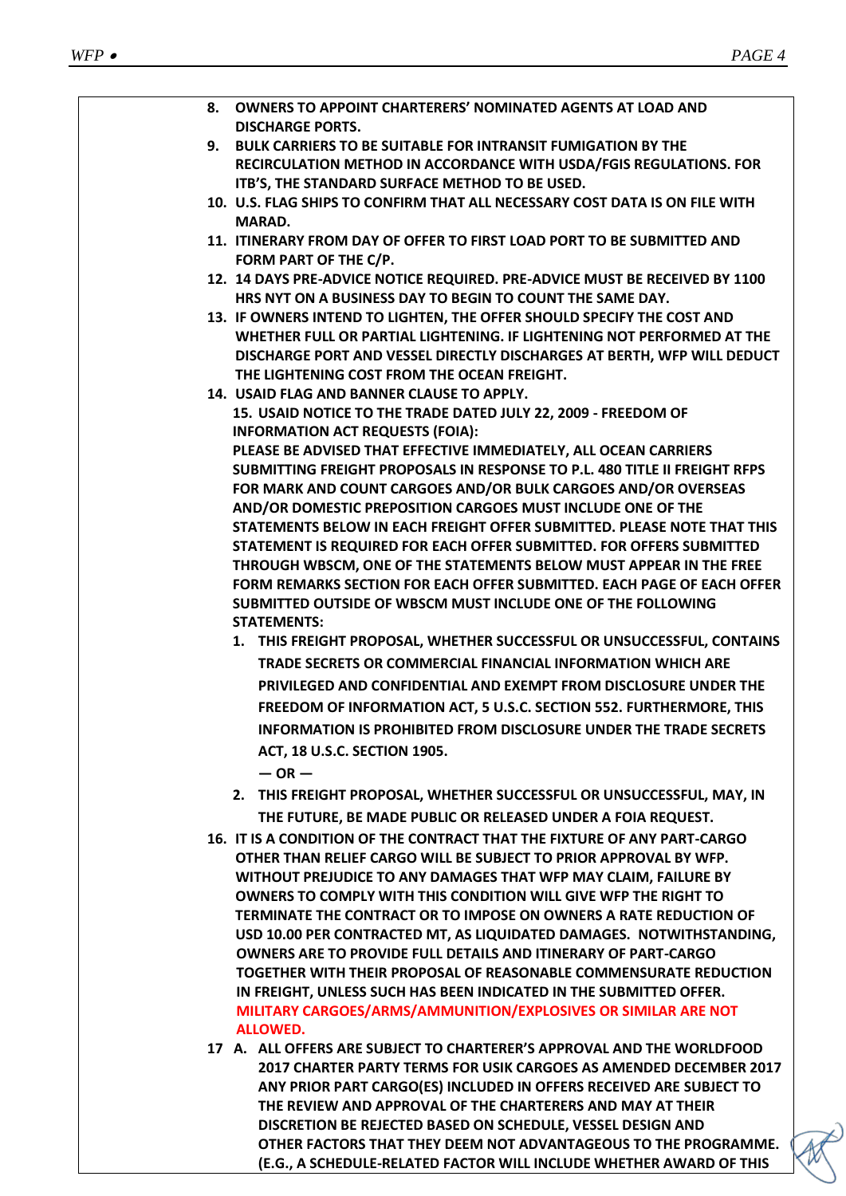8. **OWNERS TO APPOINT CHARTERERS' NOMINATED AGENTS AT LOAD AND DISCHARGE PORTS.**
9. **BULK CARRIERS TO BE SUITABLE FOR INTRANSIT FUMIGATION BY THE RECIRCULATION METHOD IN ACCORDANCE WITH USDA/FGIS REGULATIONS. FOR ITB'S, THE STANDARD SURFACE METHOD TO BE USED.**
10. **U.S. FLAG SHIPS TO CONFIRM THAT ALL NECESSARY COST DATA IS ON FILE WITH MARAD.**
11. **ITINERARY FROM DAY OF OFFER TO FIRST LOAD PORT TO BE SUBMITTED AND FORM PART OF THE C/P.**
12. **14 DAYS PRE-ADVICE NOTICE REQUIRED. PRE-ADVICE MUST BE RECEIVED BY 1100 HRS NYT ON A BUSINESS DAY TO BEGIN TO COUNT THE SAME DAY.**
13. **IF OWNERS INTEND TO LIGHTEN, THE OFFER SHOULD SPECIFY THE COST AND WHETHER FULL OR PARTIAL LIGHTENING. IF LIGHTENING NOT PERFORMED AT THE DISCHARGE PORT AND VESSEL DIRECTLY DISCHARGES AT BERTH, WFP WILL DEDUCT THE LIGHTENING COST FROM THE OCEAN FREIGHT.**
14. **USAID FLAG AND BANNER CLAUSE TO APPLY.**
15. **USAID NOTICE TO THE TRADE DATED JULY 22, 2009 - FREEDOM OF INFORMATION ACT REQUESTS (FOIA):**
    **PLEASE BE ADVISED THAT EFFECTIVE IMMEDIATELY, ALL OCEAN CARRIERS SUBMITTING FREIGHT PROPOSALS IN RESPONSE TO P.L. 480 TITLE II FREIGHT RFPS FOR MARK AND COUNT CARGOES AND/OR BULK CARGOES AND/OR OVERSEAS AND/OR DOMESTIC PREPOSITION CARGOES MUST INCLUDE ONE OF THE STATEMENTS BELOW IN EACH FREIGHT OFFER SUBMITTED. PLEASE NOTE THAT THIS STATEMENT IS REQUIRED FOR EACH OFFER SUBMITTED. FOR OFFERS SUBMITTED THROUGH WBSCM, ONE OF THE STATEMENTS BELOW MUST APPEAR IN THE FREE FORM REMARKS SECTION FOR EACH OFFER SUBMITTED. EACH PAGE OF EACH OFFER SUBMITTED OUTSIDE OF WBSCM MUST INCLUDE ONE OF THE FOLLOWING STATEMENTS:**
    1. **THIS FREIGHT PROPOSAL, WHETHER SUCCESSFUL OR UNSUCCESSFUL, CONTAINS TRADE SECRETS OR COMMERCIAL FINANCIAL INFORMATION WHICH ARE PRIVILEGED AND CONFIDENTIAL AND EXEMPT FROM DISCLOSURE UNDER THE FREEDOM OF INFORMATION ACT, 5 U.S.C. SECTION 552. FURTHERMORE, THIS INFORMATION IS PROHIBITED FROM DISCLOSURE UNDER THE TRADE SECRETS ACT, 18 U.S.C. SECTION 1905.**

       **— OR —**
    2. **THIS FREIGHT PROPOSAL, WHETHER SUCCESSFUL OR UNSUCCESSFUL, MAY, IN THE FUTURE, BE MADE PUBLIC OR RELEASED UNDER A FOIA REQUEST.**
16. **IT IS A CONDITION OF THE CONTRACT THAT THE FIXTURE OF ANY PART-CARGO OTHER THAN RELIEF CARGO WILL BE SUBJECT TO PRIOR APPROVAL BY WFP. WITHOUT PREJUDICE TO ANY DAMAGES THAT WFP MAY CLAIM, FAILURE BY OWNERS TO COMPLY WITH THIS CONDITION WILL GIVE WFP THE RIGHT TO TERMINATE THE CONTRACT OR TO IMPOSE ON OWNERS A RATE REDUCTION OF USD 10.00 PER CONTRACTED MT, AS LIQUIDATED DAMAGES. NOTWITHSTANDING, OWNERS ARE TO PROVIDE FULL DETAILS AND ITINERARY OF PART-CARGO TOGETHER WITH THEIR PROPOSAL OF REASONABLE COMMENSURATE REDUCTION IN FREIGHT, UNLESS SUCH HAS BEEN INDICATED IN THE SUBMITTED OFFER. MILITARY CARGOES/ARMS/AMMUNITION/EXPLOSIVES OR SIMILAR ARE NOT ALLOWED.**
17. A. **ALL OFFERS ARE SUBJECT TO CHARTERER'S APPROVAL AND THE WORLDFOOD 2017 CHARTER PARTY TERMS FOR USIK CARGOES AS AMENDED DECEMBER 2017 ANY PRIOR PART CARGO(ES) INCLUDED IN OFFERS RECEIVED ARE SUBJECT TO THE REVIEW AND APPROVAL OF THE CHARTERERS AND MAY AT THEIR DISCRETION BE REJECTED BASED ON SCHEDULE, VESSEL DESIGN AND OTHER FACTORS THAT THEY DEEM NOT ADVANTAGEOUS TO THE PROGRAMME. (E.G., A SCHEDULE-RELATED FACTOR WILL INCLUDE WHETHER AWARD OF THIS**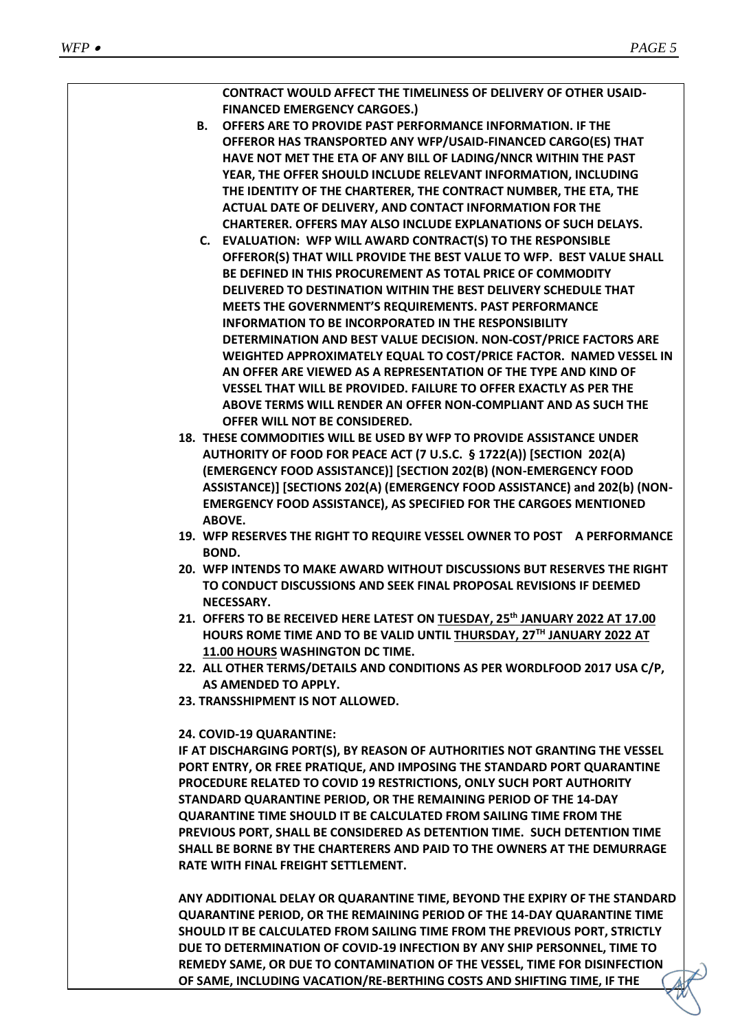**CONTRACT WOULD AFFECT THE TIMELINESS OF DELIVERY OF OTHER USAID-FINANCED EMERGENCY CARGOES.)**

- **B. OFFERS ARE TO PROVIDE PAST PERFORMANCE INFORMATION. IF THE OFFEROR HAS TRANSPORTED ANY WFP/USAID-FINANCED CARGO(ES) THAT HAVE NOT MET THE ETA OF ANY BILL OF LADING/NNCR WITHIN THE PAST YEAR, THE OFFER SHOULD INCLUDE RELEVANT INFORMATION, INCLUDING THE IDENTITY OF THE CHARTERER, THE CONTRACT NUMBER, THE ETA, THE ACTUAL DATE OF DELIVERY, AND CONTACT INFORMATION FOR THE CHARTERER. OFFERS MAY ALSO INCLUDE EXPLANATIONS OF SUCH DELAYS.**
- **C. EVALUATION: WFP WILL AWARD CONTRACT(S) TO THE RESPONSIBLE OFFEROR(S) THAT WILL PROVIDE THE BEST VALUE TO WFP. BEST VALUE SHALL BE DEFINED IN THIS PROCUREMENT AS TOTAL PRICE OF COMMODITY DELIVERED TO DESTINATION WITHIN THE BEST DELIVERY SCHEDULE THAT MEETS THE GOVERNMENT'S REQUIREMENTS. PAST PERFORMANCE INFORMATION TO BE INCORPORATED IN THE RESPONSIBILITY DETERMINATION AND BEST VALUE DECISION. NON-COST/PRICE FACTORS ARE WEIGHTED APPROXIMATELY EQUAL TO COST/PRICE FACTOR. NAMED VESSEL IN AN OFFER ARE VIEWED AS A REPRESENTATION OF THE TYPE AND KIND OF VESSEL THAT WILL BE PROVIDED. FAILURE TO OFFER EXACTLY AS PER THE ABOVE TERMS WILL RENDER AN OFFER NON-COMPLIANT AND AS SUCH THE OFFER WILL NOT BE CONSIDERED.**

18. **THESE COMMODITIES WILL BE USED BY WFP TO PROVIDE ASSISTANCE UNDER AUTHORITY OF FOOD FOR PEACE ACT (7 U.S.C. § 1722(A)) [SECTION 202(A) (EMERGENCY FOOD ASSISTANCE)] [SECTION 202(B) (NON-EMERGENCY FOOD ASSISTANCE)] [SECTIONS 202(A) (EMERGENCY FOOD ASSISTANCE) and 202(b) (NON-EMERGENCY FOOD ASSISTANCE), AS SPECIFIED FOR THE CARGOES MENTIONED ABOVE.**
19. **WFP RESERVES THE RIGHT TO REQUIRE VESSEL OWNER TO POST A PERFORMANCE BOND.**
20. **WFP INTENDS TO MAKE AWARD WITHOUT DISCUSSIONS BUT RESERVES THE RIGHT TO CONDUCT DISCUSSIONS AND SEEK FINAL PROPOSAL REVISIONS IF DEEMED NECESSARY.**
21. **OFFERS TO BE RECEIVED HERE LATEST ON TUESDAY, 25th JANUARY 2022 AT 17.00 HOURS ROME TIME AND TO BE VALID UNTIL THURSDAY, 27TH JANUARY 2022 AT 11.00 HOURS WASHINGTON DC TIME.**
22. **ALL OTHER TERMS/DETAILS AND CONDITIONS AS PER WORDLFOOD 2017 USA C/P, AS AMENDED TO APPLY.**
23. **TRANSSHIPMENT IS NOT ALLOWED.**

**24. COVID-19 QUARANTINE:**

**IF AT DISCHARGING PORT(S), BY REASON OF AUTHORITIES NOT GRANTING THE VESSEL PORT ENTRY, OR FREE PRATIQUE, AND IMPOSING THE STANDARD PORT QUARANTINE PROCEDURE RELATED TO COVID 19 RESTRICTIONS, ONLY SUCH PORT AUTHORITY STANDARD QUARANTINE PERIOD, OR THE REMAINING PERIOD OF THE 14-DAY QUARANTINE TIME SHOULD IT BE CALCULATED FROM SAILING TIME FROM THE PREVIOUS PORT, SHALL BE CONSIDERED AS DETENTION TIME. SUCH DETENTION TIME SHALL BE BORNE BY THE CHARTERERS AND PAID TO THE OWNERS AT THE DEMURRAGE RATE WITH FINAL FREIGHT SETTLEMENT.**

**ANY ADDITIONAL DELAY OR QUARANTINE TIME, BEYOND THE EXPIRY OF THE STANDARD QUARANTINE PERIOD, OR THE REMAINING PERIOD OF THE 14-DAY QUARANTINE TIME SHOULD IT BE CALCULATED FROM SAILING TIME FROM THE PREVIOUS PORT, STRICTLY DUE TO DETERMINATION OF COVID-19 INFECTION BY ANY SHIP PERSONNEL, TIME TO REMEDY SAME, OR DUE TO CONTAMINATION OF THE VESSEL, TIME FOR DISINFECTION OF SAME, INCLUDING VACATION/RE-BERTHING COSTS AND SHIFTING TIME, IF THE**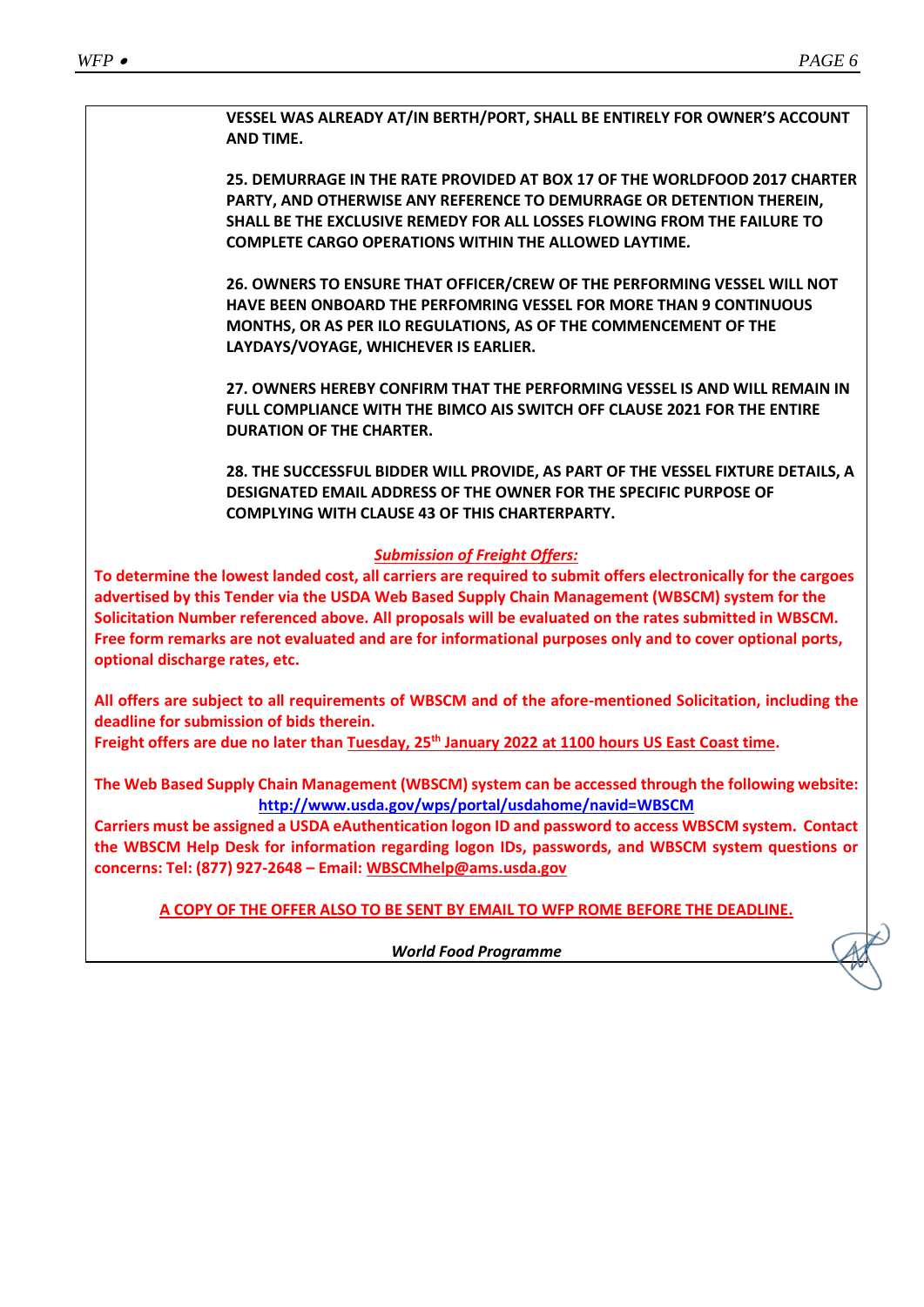**VESSEL WAS ALREADY AT/IN BERTH/PORT, SHALL BE ENTIRELY FOR OWNER'S ACCOUNT AND TIME.**

**25. DEMURRAGE IN THE RATE PROVIDED AT BOX 17 OF THE WORLDFOOD 2017 CHARTER PARTY, AND OTHERWISE ANY REFERENCE TO DEMURRAGE OR DETENTION THEREIN, SHALL BE THE EXCLUSIVE REMEDY FOR ALL LOSSES FLOWING FROM THE FAILURE TO COMPLETE CARGO OPERATIONS WITHIN THE ALLOWED LAYTIME.**

**26. OWNERS TO ENSURE THAT OFFICER/CREW OF THE PERFORMING VESSEL WILL NOT HAVE BEEN ONBOARD THE PERFOMRING VESSEL FOR MORE THAN 9 CONTINUOUS MONTHS, OR AS PER ILO REGULATIONS, AS OF THE COMMENCEMENT OF THE LAYDAYS/VOYAGE, WHICHEVER IS EARLIER.**

**27. OWNERS HEREBY CONFIRM THAT THE PERFORMING VESSEL IS AND WILL REMAIN IN FULL COMPLIANCE WITH THE BIMCO AIS SWITCH OFF CLAUSE 2021 FOR THE ENTIRE DURATION OF THE CHARTER.**

**28. THE SUCCESSFUL BIDDER WILL PROVIDE, AS PART OF THE VESSEL FIXTURE DETAILS, A DESIGNATED EMAIL ADDRESS OF THE OWNER FOR THE SPECIFIC PURPOSE OF COMPLYING WITH CLAUSE 43 OF THIS CHARTERPARTY.**

***Submission of Freight Offers:***

**To determine the lowest landed cost, all carriers are required to submit offers electronically for the cargoes advertised by this Tender via the USDA Web Based Supply Chain Management (WBSCM) system for the Solicitation Number referenced above. All proposals will be evaluated on the rates submitted in WBSCM. Free form remarks are not evaluated and are for informational purposes only and to cover optional ports, optional discharge rates, etc.**

**All offers are subject to all requirements of WBSCM and of the afore-mentioned Solicitation, including the deadline for submission of bids therein.**
**Freight offers are due no later than Tuesday, 25th January 2022 at 1100 hours US East Coast time.**

**The Web Based Supply Chain Management (WBSCM) system can be accessed through the following website:**
**http://www.usda.gov/wps/portal/usdahome/navid=WBSCM**
**Carriers must be assigned a USDA eAuthentication logon ID and password to access WBSCM system. Contact the WBSCM Help Desk for information regarding logon IDs, passwords, and WBSCM system questions or concerns: Tel: (877) 927-2648 – Email: WBSCMhelp@ams.usda.gov**

**A COPY OF THE OFFER ALSO TO BE SENT BY EMAIL TO WFP ROME BEFORE THE DEADLINE.**

***World Food Programme***